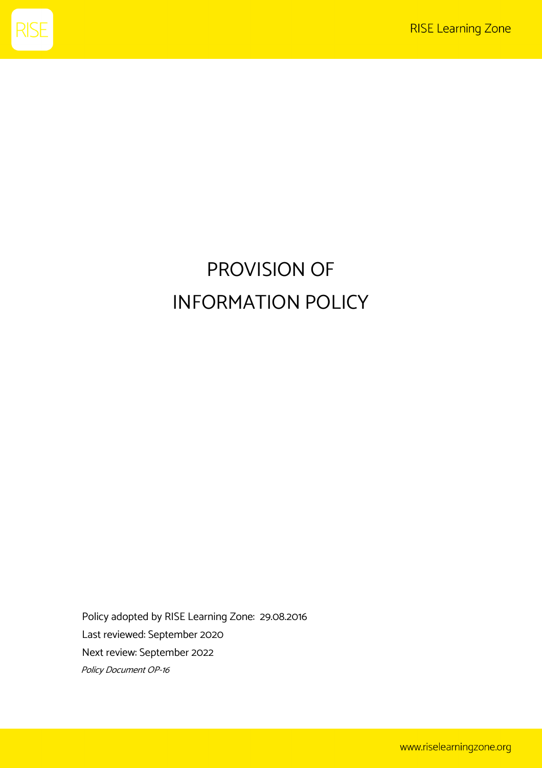# PROVISION OF INFORMATION POLICY

Policy adopted by RISE Learning Zone: 29.08.2016

Last reviewed: September 2020

Next review: September 2022

*Policy Document OP-16*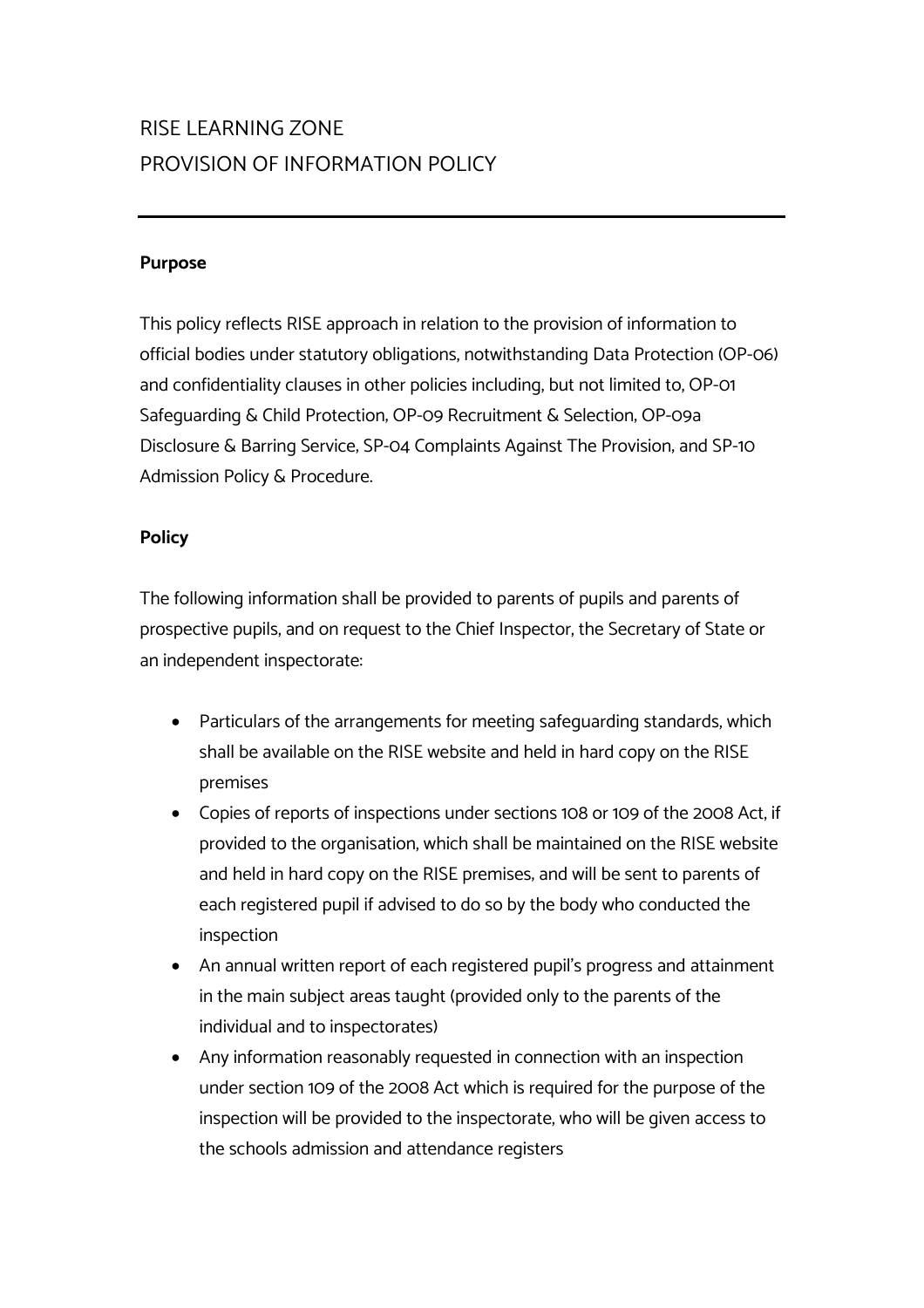# RISE LEARNING ZONE
# PROVISION OF INFORMATION POLICY

---

**Purpose**

This policy reflects RISE approach in relation to the provision of information to official bodies under statutory obligations, notwithstanding Data Protection (OP-06) and confidentiality clauses in other policies including, but not limited to, OP-01 Safeguarding & Child Protection, OP-09 Recruitment & Selection, OP-09a Disclosure & Barring Service, SP-04 Complaints Against The Provision, and SP-10 Admission Policy & Procedure.

**Policy**

The following information shall be provided to parents of pupils and parents of prospective pupils, and on request to the Chief Inspector, the Secretary of State or an independent inspectorate:

- Particulars of the arrangements for meeting safeguarding standards, which shall be available on the RISE website and held in hard copy on the RISE premises
- Copies of reports of inspections under sections 108 or 109 of the 2008 Act, if provided to the organisation, which shall be maintained on the RISE website and held in hard copy on the RISE premises, and will be sent to parents of each registered pupil if advised to do so by the body who conducted the inspection
- An annual written report of each registered pupil's progress and attainment in the main subject areas taught (provided only to the parents of the individual and to inspectorates)
- Any information reasonably requested in connection with an inspection under section 109 of the 2008 Act which is required for the purpose of the inspection will be provided to the inspectorate, who will be given access to the schools admission and attendance registers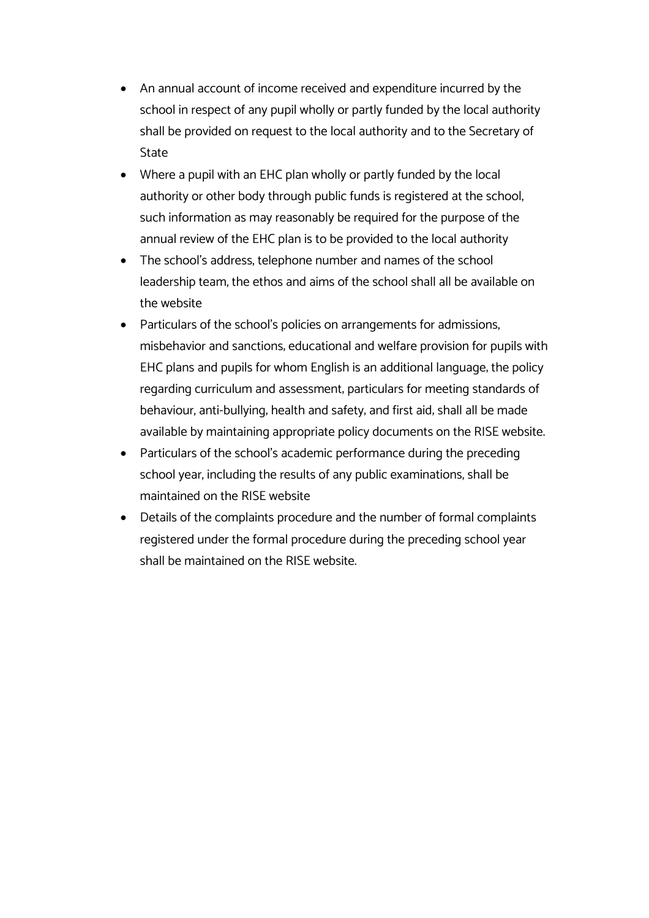- An annual account of income received and expenditure incurred by the school in respect of any pupil wholly or partly funded by the local authority shall be provided on request to the local authority and to the Secretary of State
- Where a pupil with an EHC plan wholly or partly funded by the local authority or other body through public funds is registered at the school, such information as may reasonably be required for the purpose of the annual review of the EHC plan is to be provided to the local authority
- The school's address, telephone number and names of the school leadership team, the ethos and aims of the school shall all be available on the website
- Particulars of the school's policies on arrangements for admissions, misbehavior and sanctions, educational and welfare provision for pupils with EHC plans and pupils for whom English is an additional language, the policy regarding curriculum and assessment, particulars for meeting standards of behaviour, anti-bullying, health and safety, and first aid, shall all be made available by maintaining appropriate policy documents on the RISE website.
- Particulars of the school's academic performance during the preceding school year, including the results of any public examinations, shall be maintained on the RISE website
- Details of the complaints procedure and the number of formal complaints registered under the formal procedure during the preceding school year shall be maintained on the RISE website.